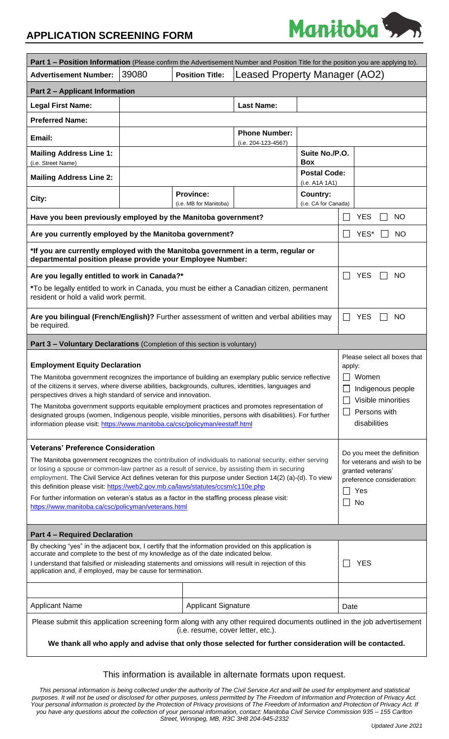# APPLICATION SCREENING FORM

Manitoba

| **Part 1 – Position Information** (Please confirm the Advertisement Number and Position Title for the position you are applying to). | | | |
|---|---|---|---|
| **Advertisement Number:** | 39080 | **Position Title:** | Leased Property Manager (AO2) |

## Part 2 – Applicant Information

| | | | | | |
|---|---|---|---|---|---|
| **Legal First Name:** | | | **Last Name:** | | |
| **Preferred Name:** | | | | | |
| **Email:** | | | **Phone Number:** (i.e. 204-123-4567) | | |
| **Mailing Address Line 1:** (i.e. Street Name) | | | | **Suite No./P.O. Box** | |
| **Mailing Address Line 2:** | | | | **Postal Code:** (i.e. A1A 1A1) | |
| **City:** | | **Province:** (i.e. MB for Manitoba) | | **Country:** (i.e. CA for Canada) | |

| | |
|---|---|
| **Have you been previously employed by the Manitoba government?** | ☐ YES ☐ NO |
| **Are you currently employed by the Manitoba government?** | ☐ YES* ☐ NO |
| **\*If you are currently employed with the Manitoba government in a term, regular or departmental position please provide your Employee Number:** | |
| **Are you legally entitled to work in Canada?\***<br>**\***To be legally entitled to work in Canada, you must be either a Canadian citizen, permanent resident or hold a valid work permit. | ☐ YES ☐ NO |
| **Are you bilingual (French/English)?** Further assessment of written and verbal abilities may be required. | ☐ YES ☐ NO |

## Part 3 – Voluntary Declarations (Completion of this section is voluntary)

**Employment Equity Declaration**

The Manitoba government recognizes the importance of building an exemplary public service reflective of the citizens it serves, where diverse abilities, backgrounds, cultures, identities, languages and perspectives drives a high standard of service and innovation.

The Manitoba government supports equitable employment practices and promotes representation of designated groups (women, Indigenous people, visible minorities, persons with disabilities). For further information please visit: https://www.manitoba.ca/csc/policyman/eestaff.html

Please select all boxes that apply:

- ☐ Women
- ☐ Indigenous people
- ☐ Visible minorities
- ☐ Persons with disabilities

**Veterans' Preference Consideration**

The Manitoba government recognizes the contribution of individuals to national security, either serving or losing a spouse or common-law partner as a result of service, by assisting them in securing employment. The Civil Service Act defines veteran for this purpose under Section 14(2) (a)-(d). To view this definition please visit: https://web2.gov.mb.ca/laws/statutes/ccsm/c110e.php

For further information on veteran's status as a factor in the staffing process please visit: https://www.manitoba.ca/csc/policyman/veterans.html

Do you meet the definition for veterans and wish to be granted veterans' preference consideration:

- ☐ Yes
- ☐ No

## Part 4 – Required Declaration

By checking "yes" in the adjacent box, I certify that the information provided on this application is accurate and complete to the best of my knowledge as of the date indicated below.

I understand that falsified or misleading statements and omissions will result in rejection of this application and, if employed, may be cause for termination.

☐ YES

| | | |
|---|---|---|
| | | |
| Applicant Name | Applicant Signature | Date |

Please submit this application screening form along with any other required documents outlined in the job advertisement (i.e. resume, cover letter, etc.).

**We thank all who apply and advise that only those selected for further consideration will be contacted.**

This information is available in alternate formats upon request.

*This personal information is being collected under the authority of The Civil Service Act and will be used for employment and statistical purposes. It will not be used or disclosed for other purposes, unless permitted by The Freedom of Information and Protection of Privacy Act. Your personal information is protected by the Protection of Privacy provisions of The Freedom of Information and Protection of Privacy Act. If you have any questions about the collection of your personal information, contact: Manitoba Civil Service Commission 935 – 155 Carlton Street, Winnipeg, MB, R3C 3H8 204-945-2332*

*Updated June 2021*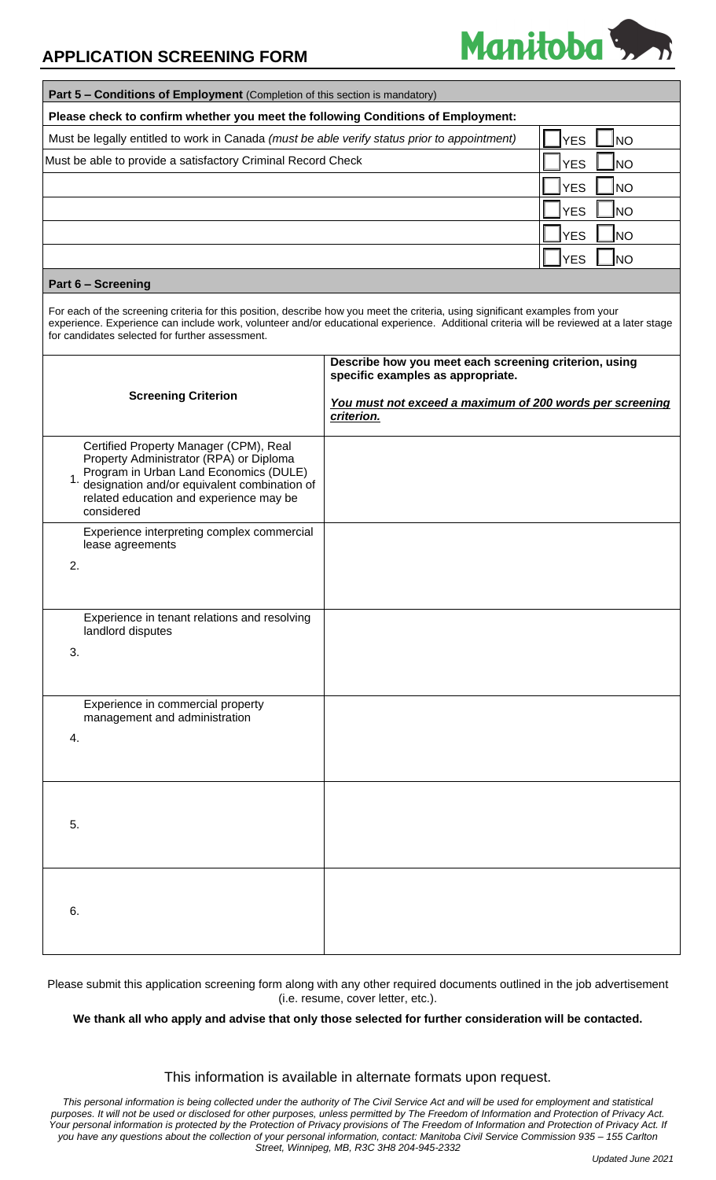# APPLICATION SCREENING FORM

| Part 5 – Conditions of Employment (Completion of this section is mandatory) | |
|---|---|
| **Please check to confirm whether you meet the following Conditions of Employment:** | |
| Must be legally entitled to work in Canada *(must be able verify status prior to appointment)* | ☐ YES ☐ NO |
| Must be able to provide a satisfactory Criminal Record Check | ☐ YES ☐ NO |
| | ☐ YES ☐ NO |
| | ☐ YES ☐ NO |
| | ☐ YES ☐ NO |
| | ☐ YES ☐ NO |

## Part 6 – Screening

For each of the screening criteria for this position, describe how you meet the criteria, using significant examples from your experience. Experience can include work, volunteer and/or educational experience. Additional criteria will be reviewed at a later stage for candidates selected for further assessment.

| **Screening Criterion** | **Describe how you meet each screening criterion, using specific examples as appropriate.** <br> ***You must not exceed a maximum of 200 words per screening criterion.*** |
|---|---|
| 1. Certified Property Manager (CPM), Real Property Administrator (RPA) or Diploma Program in Urban Land Economics (DULE) designation and/or equivalent combination of related education and experience may be considered | |
| 2. Experience interpreting complex commercial lease agreements | |
| 3. Experience in tenant relations and resolving landlord disputes | |
| 4. Experience in commercial property management and administration | |
| 5. | |
| 6. | |

Please submit this application screening form along with any other required documents outlined in the job advertisement (i.e. resume, cover letter, etc.).

**We thank all who apply and advise that only those selected for further consideration will be contacted.**

This information is available in alternate formats upon request.

*This personal information is being collected under the authority of The Civil Service Act and will be used for employment and statistical purposes. It will not be used or disclosed for other purposes, unless permitted by The Freedom of Information and Protection of Privacy Act. Your personal information is protected by the Protection of Privacy provisions of The Freedom of Information and Protection of Privacy Act. If you have any questions about the collection of your personal information, contact: Manitoba Civil Service Commission 935 – 155 Carlton Street, Winnipeg, MB, R3C 3H8 204-945-2332*

*Updated June 2021*